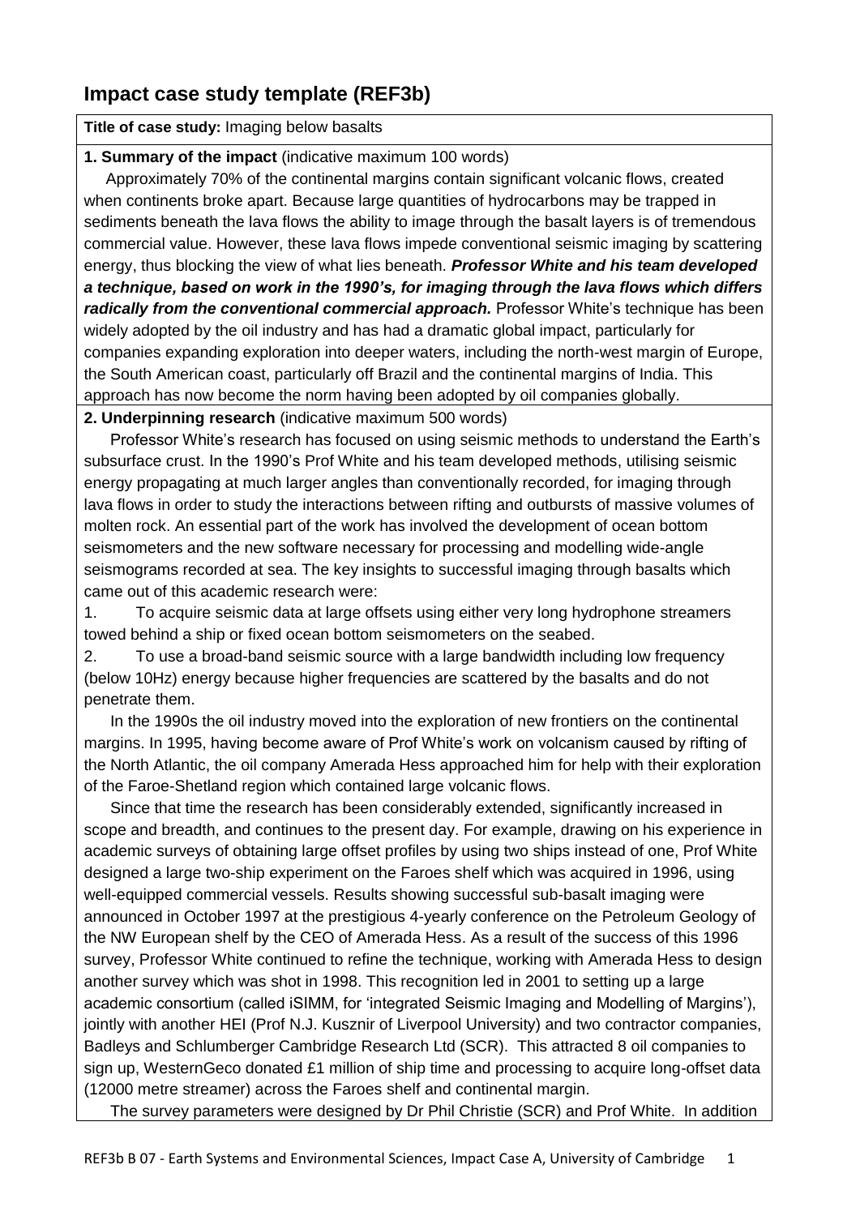## Impact case study template (REF3b)

**Title of case study:** Imaging below basalts

**1. Summary of the impact** (indicative maximum 100 words)

Approximately 70% of the continental margins contain significant volcanic flows, created when continents broke apart. Because large quantities of hydrocarbons may be trapped in sediments beneath the lava flows the ability to image through the basalt layers is of tremendous commercial value. However, these lava flows impede conventional seismic imaging by scattering energy, thus blocking the view of what lies beneath. ***Professor White and his team developed a technique, based on work in the 1990's, for imaging through the lava flows which differs radically from the conventional commercial approach.*** Professor White's technique has been widely adopted by the oil industry and has had a dramatic global impact, particularly for companies expanding exploration into deeper waters, including the north-west margin of Europe, the South American coast, particularly off Brazil and the continental margins of India. This approach has now become the norm having been adopted by oil companies globally.

**2. Underpinning research** (indicative maximum 500 words)

Professor White's research has focused on using seismic methods to understand the Earth's subsurface crust. In the 1990's Prof White and his team developed methods, utilising seismic energy propagating at much larger angles than conventionally recorded, for imaging through lava flows in order to study the interactions between rifting and outbursts of massive volumes of molten rock. An essential part of the work has involved the development of ocean bottom seismometers and the new software necessary for processing and modelling wide-angle seismograms recorded at sea. The key insights to successful imaging through basalts which came out of this academic research were:

1. To acquire seismic data at large offsets using either very long hydrophone streamers towed behind a ship or fixed ocean bottom seismometers on the seabed.
2. To use a broad-band seismic source with a large bandwidth including low frequency (below 10Hz) energy because higher frequencies are scattered by the basalts and do not penetrate them.

In the 1990s the oil industry moved into the exploration of new frontiers on the continental margins. In 1995, having become aware of Prof White's work on volcanism caused by rifting of the North Atlantic, the oil company Amerada Hess approached him for help with their exploration of the Faroe-Shetland region which contained large volcanic flows.

Since that time the research has been considerably extended, significantly increased in scope and breadth, and continues to the present day. For example, drawing on his experience in academic surveys of obtaining large offset profiles by using two ships instead of one, Prof White designed a large two-ship experiment on the Faroes shelf which was acquired in 1996, using well-equipped commercial vessels. Results showing successful sub-basalt imaging were announced in October 1997 at the prestigious 4-yearly conference on the Petroleum Geology of the NW European shelf by the CEO of Amerada Hess. As a result of the success of this 1996 survey, Professor White continued to refine the technique, working with Amerada Hess to design another survey which was shot in 1998. This recognition led in 2001 to setting up a large academic consortium (called iSIMM, for 'integrated Seismic Imaging and Modelling of Margins'), jointly with another HEI (Prof N.J. Kusznir of Liverpool University) and two contractor companies, Badleys and Schlumberger Cambridge Research Ltd (SCR). This attracted 8 oil companies to sign up, WesternGeco donated £1 million of ship time and processing to acquire long-offset data (12000 metre streamer) across the Faroes shelf and continental margin.

The survey parameters were designed by Dr Phil Christie (SCR) and Prof White. In addition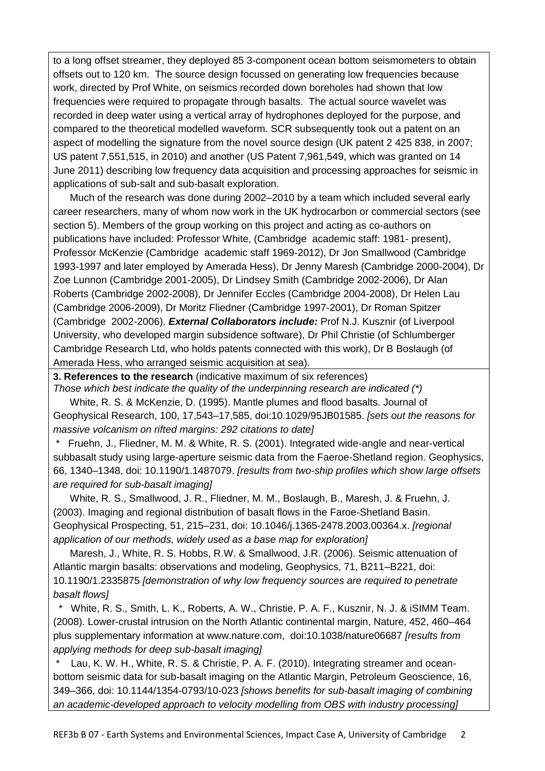to a long offset streamer, they deployed 85 3-component ocean bottom seismometers to obtain offsets out to 120 km. The source design focussed on generating low frequencies because work, directed by Prof White, on seismics recorded down boreholes had shown that low frequencies were required to propagate through basalts. The actual source wavelet was recorded in deep water using a vertical array of hydrophones deployed for the purpose, and compared to the theoretical modelled waveform. SCR subsequently took out a patent on an aspect of modelling the signature from the novel source design (UK patent 2 425 838, in 2007; US patent 7,551,515, in 2010) and another (US Patent 7,961,549, which was granted on 14 June 2011) describing low frequency data acquisition and processing approaches for seismic in applications of sub-salt and sub-basalt exploration.

Much of the research was done during 2002–2010 by a team which included several early career researchers, many of whom now work in the UK hydrocarbon or commercial sectors (see section 5). Members of the group working on this project and acting as co-authors on publications have included: Professor White, (Cambridge academic staff: 1981- present), Professor McKenzie (Cambridge academic staff 1969-2012), Dr Jon Smallwood (Cambridge 1993-1997 and later employed by Amerada Hess), Dr Jenny Maresh (Cambridge 2000-2004), Dr Zoe Lunnon (Cambridge 2001-2005), Dr Lindsey Smith (Cambridge 2002-2006), Dr Alan Roberts (Cambridge 2002-2008), Dr Jennifer Eccles (Cambridge 2004-2008), Dr Helen Lau (Cambridge 2006-2009), Dr Moritz Fliedner (Cambridge 1997-2001), Dr Roman Spitzer (Cambridge 2002-2006). ***External Collaborators include:*** Prof N.J. Kusznir (of Liverpool University, who developed margin subsidence software), Dr Phil Christie (of Schlumberger Cambridge Research Ltd, who holds patents connected with this work), Dr B Boslaugh (of Amerada Hess, who arranged seismic acquisition at sea).

**3. References to the research** (indicative maximum of six references)

*Those which best indicate the quality of the underpinning research are indicated (*)*

White, R. S. & McKenzie, D. (1995). Mantle plumes and flood basalts. Journal of Geophysical Research, 100, 17,543–17,585, doi:10.1029/95JB01585. *[sets out the reasons for massive volcanism on rifted margins: 292 citations to date]*

\* Fruehn, J., Fliedner, M. M. & White, R. S. (2001). Integrated wide-angle and near-vertical subbasalt study using large-aperture seismic data from the Faeroe-Shetland region. Geophysics, 66, 1340–1348, doi: 10.1190/1.1487079. *[results from two-ship profiles which show large offsets are required for sub-basalt imaging]*

White, R. S., Smallwood, J. R., Fliedner, M. M., Boslaugh, B., Maresh, J. & Fruehn, J. (2003). Imaging and regional distribution of basalt flows in the Faroe-Shetland Basin. Geophysical Prospecting, 51, 215–231, doi: 10.1046/j.1365-2478.2003.00364.x. *[regional application of our methods, widely used as a base map for exploration]*

Maresh, J., White, R. S. Hobbs, R.W. & Smallwood, J.R. (2006). Seismic attenuation of Atlantic margin basalts: observations and modeling, Geophysics, 71, B211–B221, doi: 10.1190/1.2335875 *[demonstration of why low frequency sources are required to penetrate basalt flows]*

\* White, R. S., Smith, L. K., Roberts, A. W., Christie, P. A. F., Kusznir, N. J. & iSIMM Team. (2008). Lower-crustal intrusion on the North Atlantic continental margin, Nature, 452, 460–464 plus supplementary information at www.nature.com, doi:10.1038/nature06687 *[results from applying methods for deep sub-basalt imaging]*

\* Lau, K. W. H., White, R. S. & Christie, P. A. F. (2010). Integrating streamer and ocean-bottom seismic data for sub-basalt imaging on the Atlantic Margin, Petroleum Geoscience, 16, 349–366, doi: 10.1144/1354-0793/10-023 *[shows benefits for sub-basalt imaging of combining an academic-developed approach to velocity modelling from OBS with industry processing]*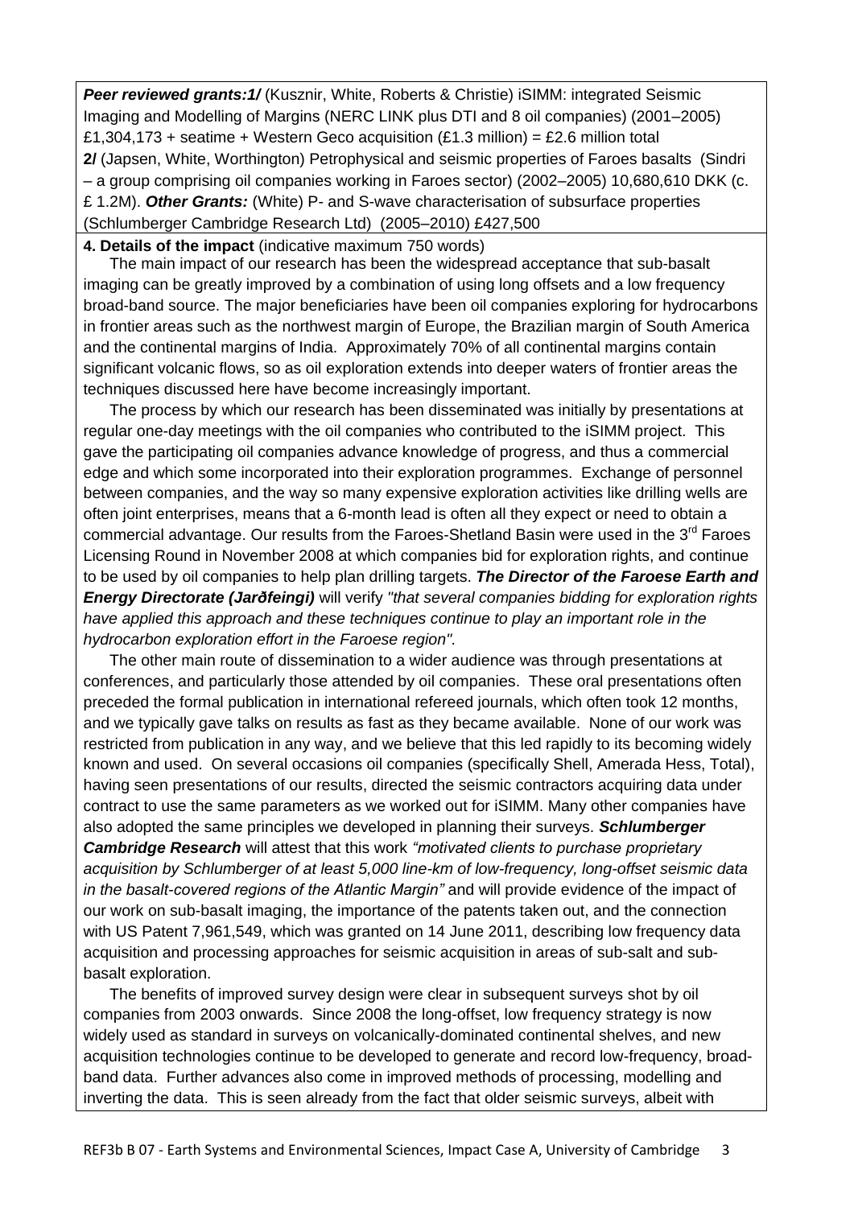***Peer reviewed grants:1/*** (Kusznir, White, Roberts & Christie) iSIMM: integrated Seismic Imaging and Modelling of Margins (NERC LINK plus DTI and 8 oil companies) (2001–2005) £1,304,173 + seatime + Western Geco acquisition (£1.3 million) = £2.6 million total
**2/** (Japsen, White, Worthington) Petrophysical and seismic properties of Faroes basalts (Sindri – a group comprising oil companies working in Faroes sector) (2002–2005) 10,680,610 DKK (c. £ 1.2M). ***Other Grants:*** (White) P- and S-wave characterisation of subsurface properties (Schlumberger Cambridge Research Ltd) (2005–2010) £427,500

**4. Details of the impact** (indicative maximum 750 words)

The main impact of our research has been the widespread acceptance that sub-basalt imaging can be greatly improved by a combination of using long offsets and a low frequency broad-band source. The major beneficiaries have been oil companies exploring for hydrocarbons in frontier areas such as the northwest margin of Europe, the Brazilian margin of South America and the continental margins of India. Approximately 70% of all continental margins contain significant volcanic flows, so as oil exploration extends into deeper waters of frontier areas the techniques discussed here have become increasingly important.

The process by which our research has been disseminated was initially by presentations at regular one-day meetings with the oil companies who contributed to the iSIMM project. This gave the participating oil companies advance knowledge of progress, and thus a commercial edge and which some incorporated into their exploration programmes. Exchange of personnel between companies, and the way so many expensive exploration activities like drilling wells are often joint enterprises, means that a 6-month lead is often all they expect or need to obtain a commercial advantage. Our results from the Faroes-Shetland Basin were used in the 3rd Faroes Licensing Round in November 2008 at which companies bid for exploration rights, and continue to be used by oil companies to help plan drilling targets. ***The Director of the Faroese Earth and Energy Directorate (Jarðfeingi)*** will verify *"that several companies bidding for exploration rights have applied this approach and these techniques continue to play an important role in the hydrocarbon exploration effort in the Faroese region".*

The other main route of dissemination to a wider audience was through presentations at conferences, and particularly those attended by oil companies. These oral presentations often preceded the formal publication in international refereed journals, which often took 12 months, and we typically gave talks on results as fast as they became available. None of our work was restricted from publication in any way, and we believe that this led rapidly to its becoming widely known and used. On several occasions oil companies (specifically Shell, Amerada Hess, Total), having seen presentations of our results, directed the seismic contractors acquiring data under contract to use the same parameters as we worked out for iSIMM. Many other companies have also adopted the same principles we developed in planning their surveys. ***Schlumberger Cambridge Research*** will attest that this work *"motivated clients to purchase proprietary acquisition by Schlumberger of at least 5,000 line-km of low-frequency, long-offset seismic data in the basalt-covered regions of the Atlantic Margin"* and will provide evidence of the impact of our work on sub-basalt imaging, the importance of the patents taken out, and the connection with US Patent 7,961,549, which was granted on 14 June 2011, describing low frequency data acquisition and processing approaches for seismic acquisition in areas of sub-salt and sub-basalt exploration.

The benefits of improved survey design were clear in subsequent surveys shot by oil companies from 2003 onwards. Since 2008 the long-offset, low frequency strategy is now widely used as standard in surveys on volcanically-dominated continental shelves, and new acquisition technologies continue to be developed to generate and record low-frequency, broad-band data. Further advances also come in improved methods of processing, modelling and inverting the data. This is seen already from the fact that older seismic surveys, albeit with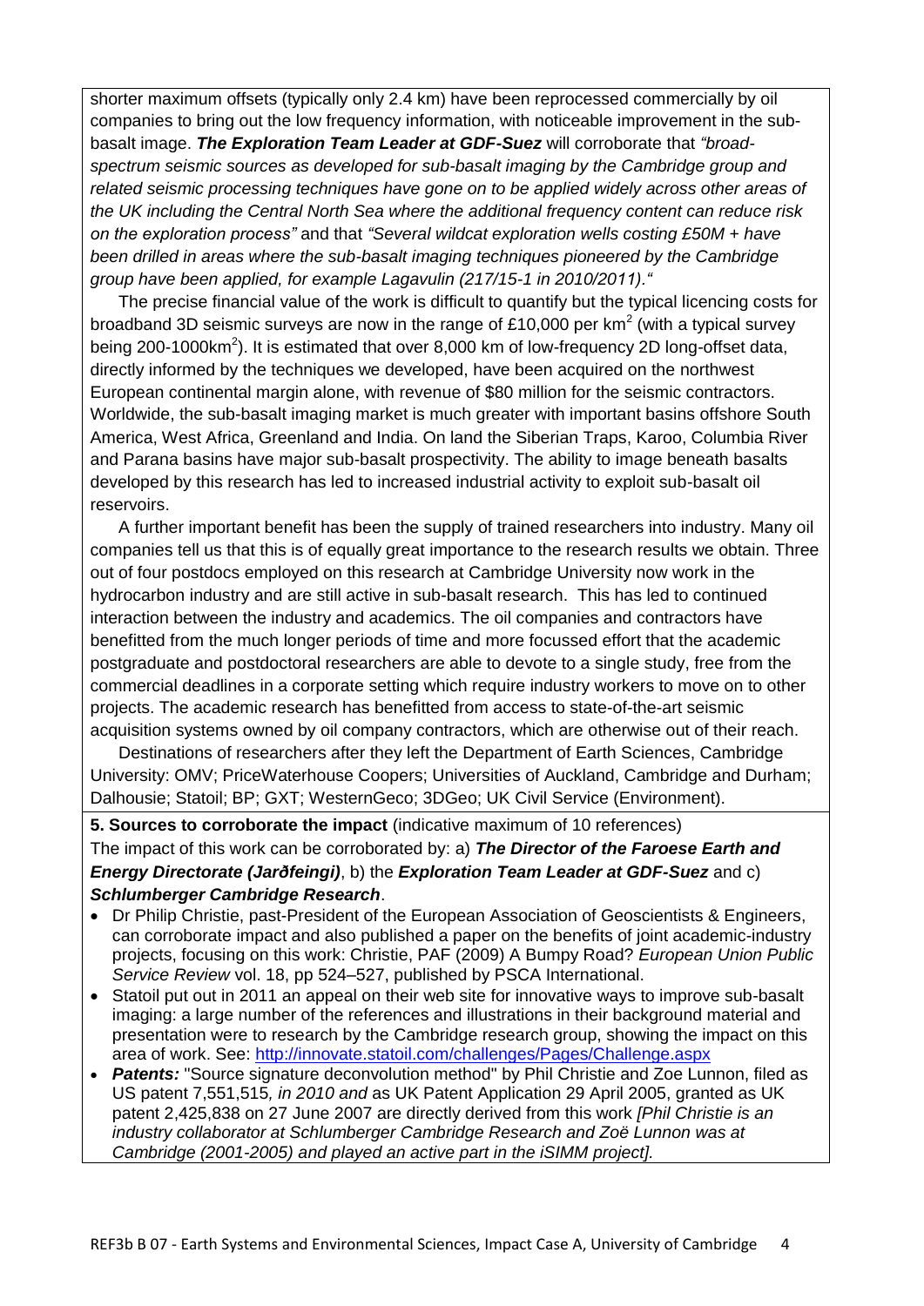shorter maximum offsets (typically only 2.4 km) have been reprocessed commercially by oil companies to bring out the low frequency information, with noticeable improvement in the sub-basalt image. ***The Exploration Team Leader at GDF-Suez*** will corroborate that *"broad-spectrum seismic sources as developed for sub-basalt imaging by the Cambridge group and related seismic processing techniques have gone on to be applied widely across other areas of the UK including the Central North Sea where the additional frequency content can reduce risk on the exploration process"* and that *"Several wildcat exploration wells costing £50M + have been drilled in areas where the sub-basalt imaging techniques pioneered by the Cambridge group have been applied, for example Lagavulin (217/15-1 in 2010/2011)."*

The precise financial value of the work is difficult to quantify but the typical licencing costs for broadband 3D seismic surveys are now in the range of £10,000 per $km^2$ (with a typical survey being 200-1000$km^2$). It is estimated that over 8,000 km of low-frequency 2D long-offset data, directly informed by the techniques we developed, have been acquired on the northwest European continental margin alone, with revenue of \$80 million for the seismic contractors. Worldwide, the sub-basalt imaging market is much greater with important basins offshore South America, West Africa, Greenland and India. On land the Siberian Traps, Karoo, Columbia River and Parana basins have major sub-basalt prospectivity. The ability to image beneath basalts developed by this research has led to increased industrial activity to exploit sub-basalt oil reservoirs.

A further important benefit has been the supply of trained researchers into industry. Many oil companies tell us that this is of equally great importance to the research results we obtain. Three out of four postdocs employed on this research at Cambridge University now work in the hydrocarbon industry and are still active in sub-basalt research. This has led to continued interaction between the industry and academics. The oil companies and contractors have benefitted from the much longer periods of time and more focussed effort that the academic postgraduate and postdoctoral researchers are able to devote to a single study, free from the commercial deadlines in a corporate setting which require industry workers to move on to other projects. The academic research has benefitted from access to state-of-the-art seismic acquisition systems owned by oil company contractors, which are otherwise out of their reach.

Destinations of researchers after they left the Department of Earth Sciences, Cambridge University: OMV; PriceWaterhouse Coopers; Universities of Auckland, Cambridge and Durham; Dalhousie; Statoil; BP; GXT; WesternGeco; 3DGeo; UK Civil Service (Environment).

**5. Sources to corroborate the impact** (indicative maximum of 10 references)

The impact of this work can be corroborated by: a) ***The Director of the Faroese Earth and Energy Directorate (Jarðfeingi)***, b) the ***Exploration Team Leader at GDF-Suez*** and c) ***Schlumberger Cambridge Research***.

- Dr Philip Christie, past-President of the European Association of Geoscientists & Engineers, can corroborate impact and also published a paper on the benefits of joint academic-industry projects, focusing on this work: Christie, PAF (2009) A Bumpy Road? *European Union Public Service Review* vol. 18, pp 524–527, published by PSCA International.
- Statoil put out in 2011 an appeal on their web site for innovative ways to improve sub-basalt imaging: a large number of the references and illustrations in their background material and presentation were to research by the Cambridge research group, showing the impact on this area of work. See: http://innovate.statoil.com/challenges/Pages/Challenge.aspx
- ***Patents:*** "Source signature deconvolution method" by Phil Christie and Zoe Lunnon, filed as US patent 7,551,515*, in 2010 and* as UK Patent Application 29 April 2005, granted as UK patent 2,425,838 on 27 June 2007 are directly derived from this work *[Phil Christie is an industry collaborator at Schlumberger Cambridge Research and Zoë Lunnon was at Cambridge (2001-2005) and played an active part in the iSIMM project].*